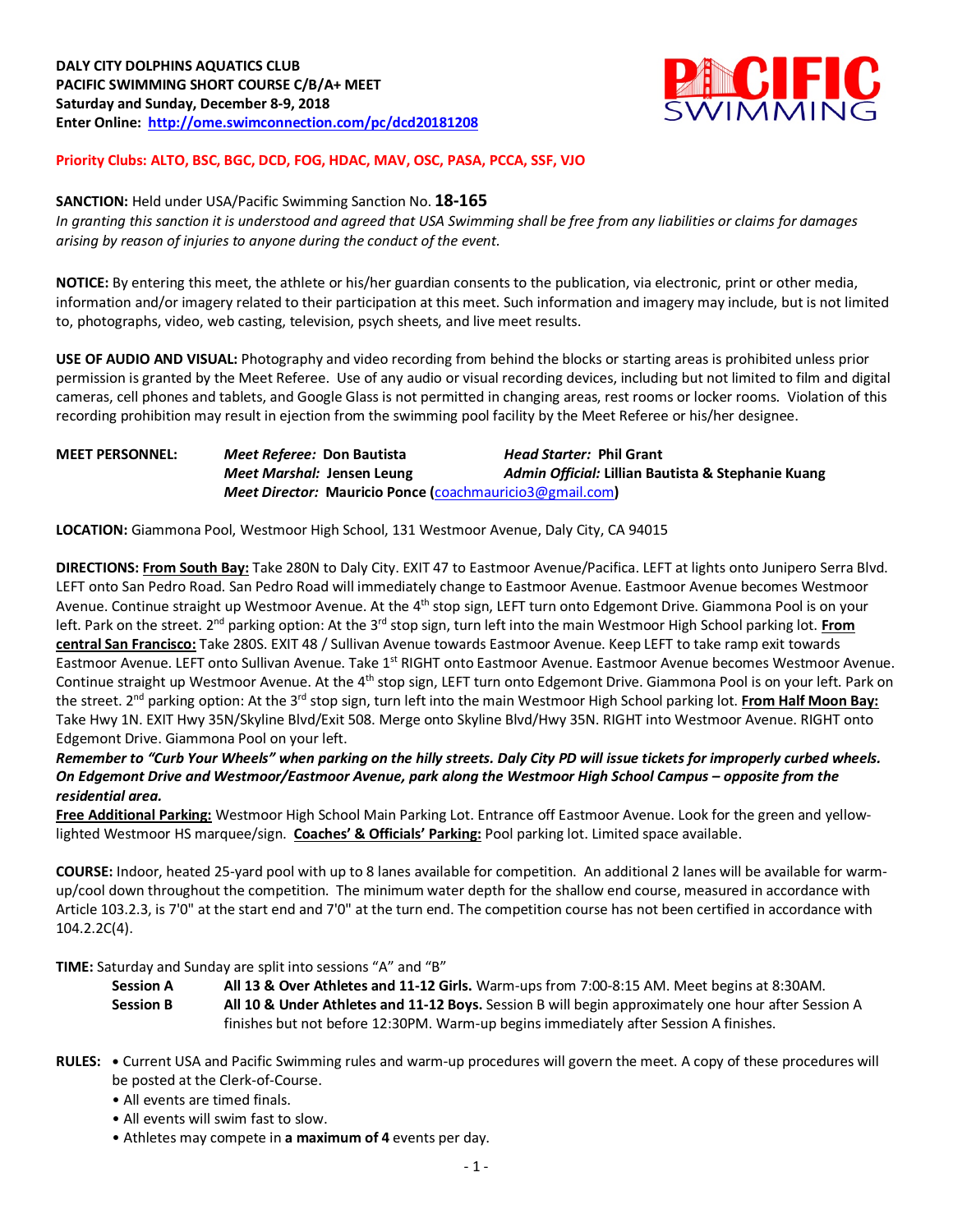**DALY CITY DOLPHINS AQUATICS CLUB**
**PACIFIC SWIMMING SHORT COURSE C/B/A+ MEET**
**Saturday and Sunday, December 8-9, 2018**
**Enter Online: http://ome.swimconnection.com/pc/dcd20181208**

PACIFIC SWIMMING

**Priority Clubs: ALTO, BSC, BGC, DCD, FOG, HDAC, MAV, OSC, PASA, PCCA, SSF, VJO**

**SANCTION:** Held under USA/Pacific Swimming Sanction No. **18-165**
*In granting this sanction it is understood and agreed that USA Swimming shall be free from any liabilities or claims for damages arising by reason of injuries to anyone during the conduct of the event.*

**NOTICE:** By entering this meet, the athlete or his/her guardian consents to the publication, via electronic, print or other media, information and/or imagery related to their participation at this meet. Such information and imagery may include, but is not limited to, photographs, video, web casting, television, psych sheets, and live meet results.

**USE OF AUDIO AND VISUAL:** Photography and video recording from behind the blocks or starting areas is prohibited unless prior permission is granted by the Meet Referee. Use of any audio or visual recording devices, including but not limited to film and digital cameras, cell phones and tablets, and Google Glass is not permitted in changing areas, rest rooms or locker rooms. Violation of this recording prohibition may result in ejection from the swimming pool facility by the Meet Referee or his/her designee.

**MEET PERSONNEL:**
*Meet Referee:* **Don Bautista** — *Head Starter:* **Phil Grant**
*Meet Marshal:* **Jensen Leung** — *Admin Official:* **Lillian Bautista & Stephanie Kuang**
*Meet Director:* **Mauricio Ponce (coachmauricio3@gmail.com)**

**LOCATION:** Giammona Pool, Westmoor High School, 131 Westmoor Avenue, Daly City, CA 94015

**DIRECTIONS:** **From South Bay:** Take 280N to Daly City. EXIT 47 to Eastmoor Avenue/Pacifica. LEFT at lights onto Junipero Serra Blvd. LEFT onto San Pedro Road. San Pedro Road will immediately change to Eastmoor Avenue. Eastmoor Avenue becomes Westmoor Avenue. Continue straight up Westmoor Avenue. At the 4th stop sign, LEFT turn onto Edgemont Drive. Giammona Pool is on your left. Park on the street. 2nd parking option: At the 3rd stop sign, turn left into the main Westmoor High School parking lot. **From central San Francisco:** Take 280S. EXIT 48 / Sullivan Avenue towards Eastmoor Avenue. Keep LEFT to take ramp exit towards Eastmoor Avenue. LEFT onto Sullivan Avenue. Take 1st RIGHT onto Eastmoor Avenue. Eastmoor Avenue becomes Westmoor Avenue. Continue straight up Westmoor Avenue. At the 4th stop sign, LEFT turn onto Edgemont Drive. Giammona Pool is on your left. Park on the street. 2nd parking option: At the 3rd stop sign, turn left into the main Westmoor High School parking lot. **From Half Moon Bay:** Take Hwy 1N. EXIT Hwy 35N/Skyline Blvd/Exit 508. Merge onto Skyline Blvd/Hwy 35N. RIGHT into Westmoor Avenue. RIGHT onto Edgemont Drive. Giammona Pool on your left.

***Remember to "Curb Your Wheels" when parking on the hilly streets. Daly City PD will issue tickets for improperly curbed wheels. On Edgemont Drive and Westmoor/Eastmoor Avenue, park along the Westmoor High School Campus – opposite from the residential area.***

**Free Additional Parking:** Westmoor High School Main Parking Lot. Entrance off Eastmoor Avenue. Look for the green and yellow-lighted Westmoor HS marquee/sign. **Coaches' & Officials' Parking:** Pool parking lot. Limited space available.

**COURSE:** Indoor, heated 25-yard pool with up to 8 lanes available for competition. An additional 2 lanes will be available for warm-up/cool down throughout the competition. The minimum water depth for the shallow end course, measured in accordance with Article 103.2.3, is 7'0" at the start end and 7'0" at the turn end. The competition course has not been certified in accordance with 104.2.2C(4).

**TIME:** Saturday and Sunday are split into sessions "A" and "B"

- **Session A** — **All 13 & Over Athletes and 11-12 Girls.** Warm-ups from 7:00-8:15 AM. Meet begins at 8:30AM.
- **Session B** — **All 10 & Under Athletes and 11-12 Boys.** Session B will begin approximately one hour after Session A finishes but not before 12:30PM. Warm-up begins immediately after Session A finishes.

**RULES:**
- Current USA and Pacific Swimming rules and warm-up procedures will govern the meet. A copy of these procedures will be posted at the Clerk-of-Course.
- All events are timed finals.
- All events will swim fast to slow.
- Athletes may compete in **a maximum of 4** events per day.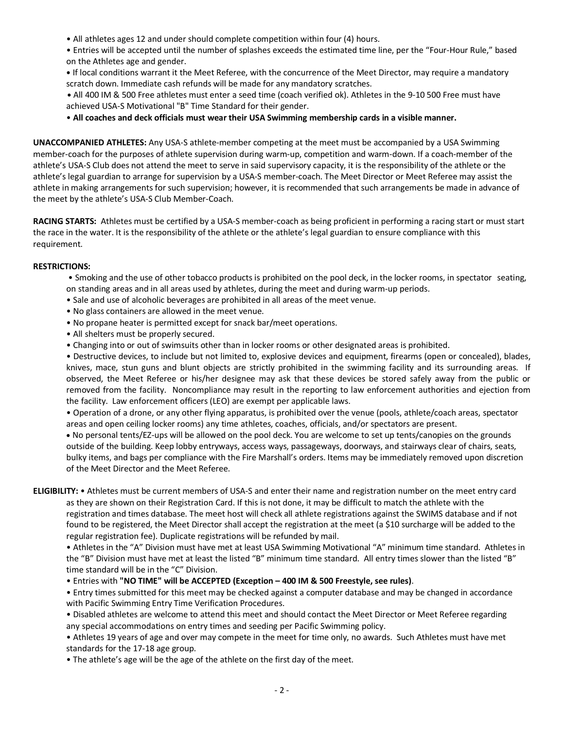- All athletes ages 12 and under should complete competition within four (4) hours.
- Entries will be accepted until the number of splashes exceeds the estimated time line, per the "Four-Hour Rule," based on the Athletes age and gender.
- If local conditions warrant it the Meet Referee, with the concurrence of the Meet Director, may require a mandatory scratch down. Immediate cash refunds will be made for any mandatory scratches.
- All 400 IM & 500 Free athletes must enter a seed time (coach verified ok). Athletes in the 9-10 500 Free must have achieved USA-S Motivational "B" Time Standard for their gender.
- **All coaches and deck officials must wear their USA Swimming membership cards in a visible manner.**

**UNACCOMPANIED ATHLETES:** Any USA-S athlete-member competing at the meet must be accompanied by a USA Swimming member-coach for the purposes of athlete supervision during warm-up, competition and warm-down. If a coach-member of the athlete's USA-S Club does not attend the meet to serve in said supervisory capacity, it is the responsibility of the athlete or the athlete's legal guardian to arrange for supervision by a USA-S member-coach. The Meet Director or Meet Referee may assist the athlete in making arrangements for such supervision; however, it is recommended that such arrangements be made in advance of the meet by the athlete's USA-S Club Member-Coach.

**RACING STARTS:** Athletes must be certified by a USA-S member-coach as being proficient in performing a racing start or must start the race in the water. It is the responsibility of the athlete or the athlete's legal guardian to ensure compliance with this requirement.

**RESTRICTIONS:**

- Smoking and the use of other tobacco products is prohibited on the pool deck, in the locker rooms, in spectator seating, on standing areas and in all areas used by athletes, during the meet and during warm-up periods.
- Sale and use of alcoholic beverages are prohibited in all areas of the meet venue.
- No glass containers are allowed in the meet venue.
- No propane heater is permitted except for snack bar/meet operations.
- All shelters must be properly secured.
- Changing into or out of swimsuits other than in locker rooms or other designated areas is prohibited.
- Destructive devices, to include but not limited to, explosive devices and equipment, firearms (open or concealed), blades, knives, mace, stun guns and blunt objects are strictly prohibited in the swimming facility and its surrounding areas. If observed, the Meet Referee or his/her designee may ask that these devices be stored safely away from the public or removed from the facility. Noncompliance may result in the reporting to law enforcement authorities and ejection from the facility. Law enforcement officers (LEO) are exempt per applicable laws.
- Operation of a drone, or any other flying apparatus, is prohibited over the venue (pools, athlete/coach areas, spectator areas and open ceiling locker rooms) any time athletes, coaches, officials, and/or spectators are present.
- No personal tents/EZ-ups will be allowed on the pool deck. You are welcome to set up tents/canopies on the grounds outside of the building. Keep lobby entryways, access ways, passageways, doorways, and stairways clear of chairs, seats, bulky items, and bags per compliance with the Fire Marshall's orders. Items may be immediately removed upon discretion of the Meet Director and the Meet Referee.

**ELIGIBILITY:**

- Athletes must be current members of USA-S and enter their name and registration number on the meet entry card as they are shown on their Registration Card. If this is not done, it may be difficult to match the athlete with the registration and times database. The meet host will check all athlete registrations against the SWIMS database and if not found to be registered, the Meet Director shall accept the registration at the meet (a $10 surcharge will be added to the regular registration fee). Duplicate registrations will be refunded by mail.
- Athletes in the "A" Division must have met at least USA Swimming Motivational "A" minimum time standard. Athletes in the "B" Division must have met at least the listed "B" minimum time standard. All entry times slower than the listed "B" time standard will be in the "C" Division.
- Entries with **"NO TIME" will be ACCEPTED (Exception – 400 IM & 500 Freestyle, see rules)**.
- Entry times submitted for this meet may be checked against a computer database and may be changed in accordance with Pacific Swimming Entry Time Verification Procedures.
- Disabled athletes are welcome to attend this meet and should contact the Meet Director or Meet Referee regarding any special accommodations on entry times and seeding per Pacific Swimming policy.
- Athletes 19 years of age and over may compete in the meet for time only, no awards. Such Athletes must have met standards for the 17-18 age group.
- The athlete's age will be the age of the athlete on the first day of the meet.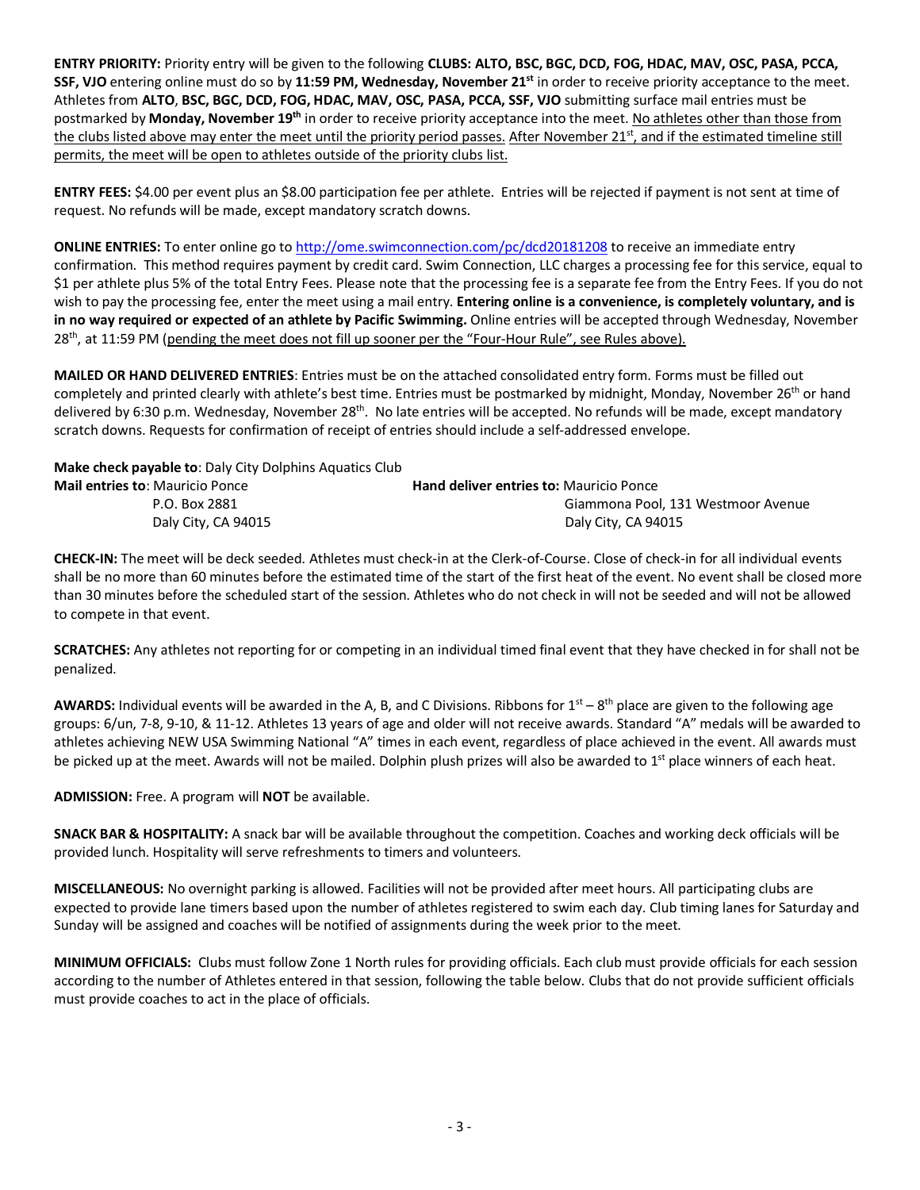**ENTRY PRIORITY:** Priority entry will be given to the following **CLUBS: ALTO, BSC, BGC, DCD, FOG, HDAC, MAV, OSC, PASA, PCCA, SSF, VJO** entering online must do so by **11:59 PM, Wednesday, November 21st** in order to receive priority acceptance to the meet. Athletes from **ALTO**, **BSC, BGC, DCD, FOG, HDAC, MAV, OSC, PASA, PCCA, SSF, VJO** submitting surface mail entries must be postmarked by **Monday, November 19th** in order to receive priority acceptance into the meet. No athletes other than those from the clubs listed above may enter the meet until the priority period passes. After November 21st, and if the estimated timeline still permits, the meet will be open to athletes outside of the priority clubs list.

**ENTRY FEES:** $4.00 per event plus an $8.00 participation fee per athlete. Entries will be rejected if payment is not sent at time of request. No refunds will be made, except mandatory scratch downs.

**ONLINE ENTRIES:** To enter online go to http://ome.swimconnection.com/pc/dcd20181208 to receive an immediate entry confirmation. This method requires payment by credit card. Swim Connection, LLC charges a processing fee for this service, equal to $1 per athlete plus 5% of the total Entry Fees. Please note that the processing fee is a separate fee from the Entry Fees. If you do not wish to pay the processing fee, enter the meet using a mail entry. **Entering online is a convenience, is completely voluntary, and is in no way required or expected of an athlete by Pacific Swimming.** Online entries will be accepted through Wednesday, November 28th, at 11:59 PM (pending the meet does not fill up sooner per the "Four-Hour Rule", see Rules above).

**MAILED OR HAND DELIVERED ENTRIES**: Entries must be on the attached consolidated entry form. Forms must be filled out completely and printed clearly with athlete's best time. Entries must be postmarked by midnight, Monday, November 26th or hand delivered by 6:30 p.m. Wednesday, November 28th. No late entries will be accepted. No refunds will be made, except mandatory scratch downs. Requests for confirmation of receipt of entries should include a self-addressed envelope.

**Make check payable to**: Daly City Dolphins Aquatics Club

**Mail entries to**: Mauricio Ponce
P.O. Box 2881
Daly City, CA 94015

**Hand deliver entries to:** Mauricio Ponce
Giammona Pool, 131 Westmoor Avenue
Daly City, CA 94015

**CHECK-IN:** The meet will be deck seeded. Athletes must check-in at the Clerk-of-Course. Close of check-in for all individual events shall be no more than 60 minutes before the estimated time of the start of the first heat of the event. No event shall be closed more than 30 minutes before the scheduled start of the session. Athletes who do not check in will not be seeded and will not be allowed to compete in that event.

**SCRATCHES:** Any athletes not reporting for or competing in an individual timed final event that they have checked in for shall not be penalized.

**AWARDS:** Individual events will be awarded in the A, B, and C Divisions. Ribbons for 1st – 8th place are given to the following age groups: 6/un, 7-8, 9-10, & 11-12. Athletes 13 years of age and older will not receive awards. Standard "A" medals will be awarded to athletes achieving NEW USA Swimming National "A" times in each event, regardless of place achieved in the event. All awards must be picked up at the meet. Awards will not be mailed. Dolphin plush prizes will also be awarded to 1st place winners of each heat.

**ADMISSION:** Free. A program will **NOT** be available.

**SNACK BAR & HOSPITALITY:** A snack bar will be available throughout the competition. Coaches and working deck officials will be provided lunch. Hospitality will serve refreshments to timers and volunteers.

**MISCELLANEOUS:** No overnight parking is allowed. Facilities will not be provided after meet hours. All participating clubs are expected to provide lane timers based upon the number of athletes registered to swim each day. Club timing lanes for Saturday and Sunday will be assigned and coaches will be notified of assignments during the week prior to the meet.

**MINIMUM OFFICIALS:** Clubs must follow Zone 1 North rules for providing officials. Each club must provide officials for each session according to the number of Athletes entered in that session, following the table below. Clubs that do not provide sufficient officials must provide coaches to act in the place of officials.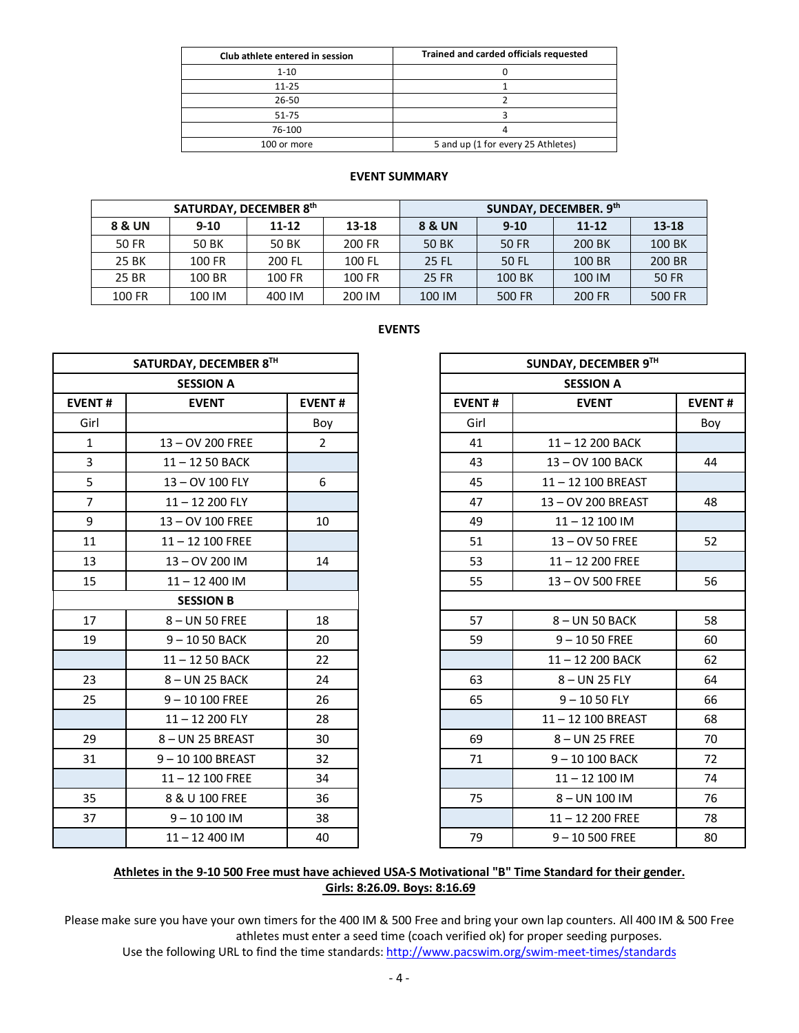| Club athlete entered in session | Trained and carded officials requested |
|---|---|
| 1-10 | 0 |
| 11-25 | 1 |
| 26-50 | 2 |
| 51-75 | 3 |
| 76-100 | 4 |
| 100 or more | 5 and up (1 for every 25 Athletes) |

## EVENT SUMMARY

| SATURDAY, DECEMBER 8th | | | | SUNDAY, DECEMBER. 9th | | | |
|---|---|---|---|---|---|---|---|
| **8 & UN** | **9-10** | **11-12** | **13-18** | **8 & UN** | **9-10** | **11-12** | **13-18** |
| 50 FR | 50 BK | 50 BK | 200 FR | 50 BK | 50 FR | 200 BK | 100 BK |
| 25 BK | 100 FR | 200 FL | 100 FL | 25 FL | 50 FL | 100 BR | 200 BR |
| 25 BR | 100 BR | 100 FR | 100 FR | 25 FR | 100 BK | 100 IM | 50 FR |
| 100 FR | 100 IM | 400 IM | 200 IM | 100 IM | 500 FR | 200 FR | 500 FR |

## EVENTS

| SATURDAY, DECEMBER 8TH | | |
|---|---|---|
| **SESSION A** | | |
| **EVENT #** | **EVENT** | **EVENT #** |
| Girl | | Boy |
| 1 | 13 – OV 200 FREE | 2 |
| 3 | 11 – 12 50 BACK | |
| 5 | 13 – OV 100 FLY | 6 |
| 7 | 11 – 12 200 FLY | |
| 9 | 13 – OV 100 FREE | 10 |
| 11 | 11 – 12 100 FREE | |
| 13 | 13 – OV 200 IM | 14 |
| 15 | 11 – 12 400 IM | |
| **SESSION B** | | |
| 17 | 8 – UN 50 FREE | 18 |
| 19 | 9 – 10 50 BACK | 20 |
| | 11 – 12 50 BACK | 22 |
| 23 | 8 – UN 25 BACK | 24 |
| 25 | 9 – 10 100 FREE | 26 |
| | 11 – 12 200 FLY | 28 |
| 29 | 8 – UN 25 BREAST | 30 |
| 31 | 9 – 10 100 BREAST | 32 |
| | 11 – 12 100 FREE | 34 |
| 35 | 8 & U 100 FREE | 36 |
| 37 | 9 – 10 100 IM | 38 |
| | 11 – 12 400 IM | 40 |

| SUNDAY, DECEMBER 9TH | | |
|---|---|---|
| **SESSION A** | | |
| **EVENT #** | **EVENT** | **EVENT #** |
| Girl | | Boy |
| 41 | 11 – 12 200 BACK | |
| 43 | 13 – OV 100 BACK | 44 |
| 45 | 11 – 12 100 BREAST | |
| 47 | 13 – OV 200 BREAST | 48 |
| 49 | 11 – 12 100 IM | |
| 51 | 13 – OV 50 FREE | 52 |
| 53 | 11 – 12 200 FREE | |
| 55 | 13 – OV 500 FREE | 56 |
| | | |
| 57 | 8 – UN 50 BACK | 58 |
| 59 | 9 – 10 50 FREE | 60 |
| | 11 – 12 200 BACK | 62 |
| 63 | 8 – UN 25 FLY | 64 |
| 65 | 9 – 10 50 FLY | 66 |
| | 11 – 12 100 BREAST | 68 |
| 69 | 8 – UN 25 FREE | 70 |
| 71 | 9 – 10 100 BACK | 72 |
| | 11 – 12 100 IM | 74 |
| 75 | 8 – UN 100 IM | 76 |
| | 11 – 12 200 FREE | 78 |
| 79 | 9 – 10 500 FREE | 80 |

**Athletes in the 9-10 500 Free must have achieved USA-S Motivational "B" Time Standard for their gender. Girls: 8:26.09. Boys: 8:16.69**

Please make sure you have your own timers for the 400 IM & 500 Free and bring your own lap counters. All 400 IM & 500 Free athletes must enter a seed time (coach verified ok) for proper seeding purposes.

Use the following URL to find the time standards: http://www.pacswim.org/swim-meet-times/standards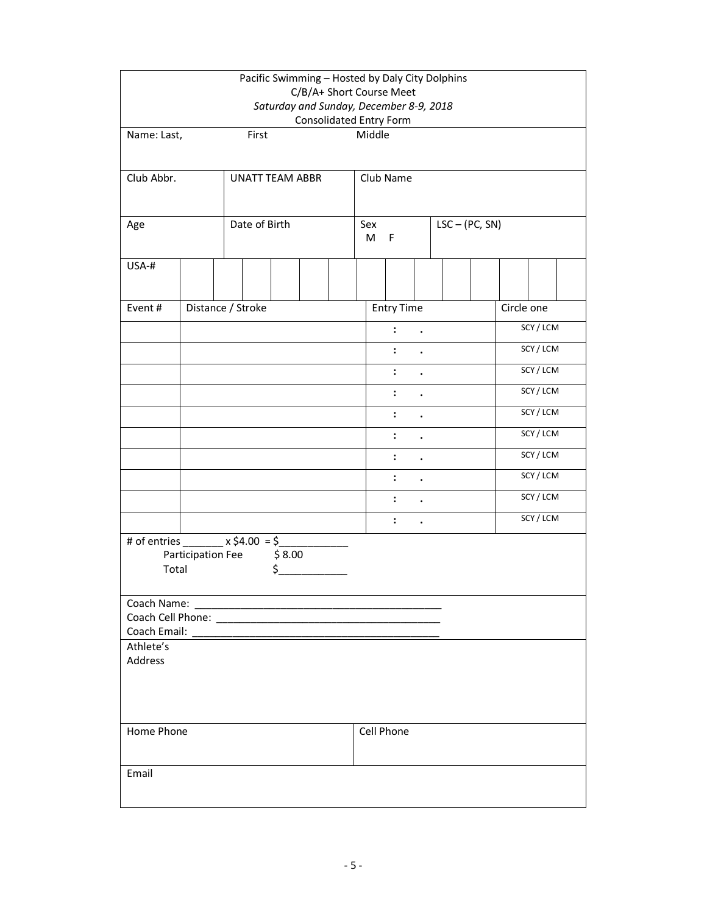Pacific Swimming – Hosted by Daly City Dolphins

C/B/A+ Short Course Meet

*Saturday and Sunday, December 8-9, 2018*

Consolidated Entry Form

| | | | |
|---|---|---|---|
| Name: Last, First Middle | | | |
| Club Abbr. | UNATT TEAM ABBR | Club Name | |
| Age | Date of Birth | Sex M F | LSC – (PC, SN) |
| USA-# | | | |

| Event # | Distance / Stroke | Entry Time | Circle one |
|---|---|---|---|
| | | : . | SCY / LCM |
| | | : . | SCY / LCM |
| | | : . | SCY / LCM |
| | | : . | SCY / LCM |
| | | : . | SCY / LCM |
| | | : . | SCY / LCM |
| | | : . | SCY / LCM |
| | | : . | SCY / LCM |
| | | : . | SCY / LCM |
| | | : . | SCY / LCM |

# of entries _______ x $4.00 = $____________

Participation Fee $ 8.00

Total $____________

Coach Name: ___________________________________________

Coach Cell Phone: ______________________________________

Coach Email: ___________________________________________

| | |
|---|---|
| Athlete's Address | |
| Home Phone | Cell Phone |
| Email | |